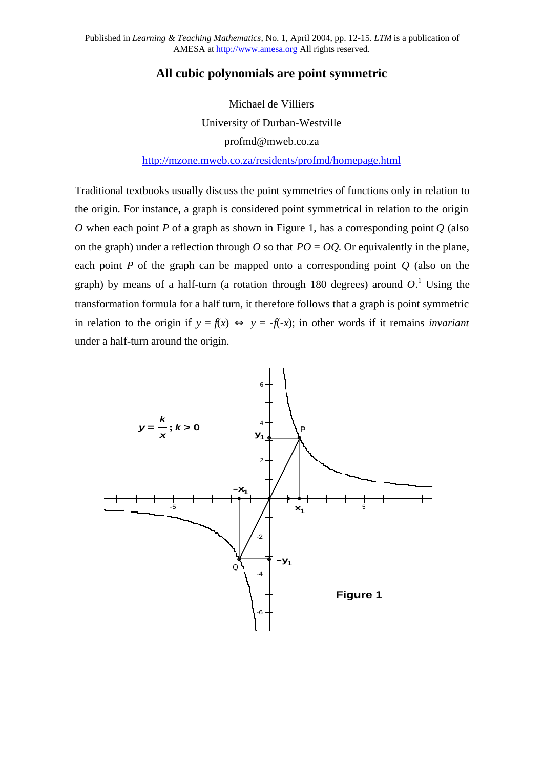Published in *Learning & Teaching Mathematics*, No. 1, April 2004, pp. 12-15. *LTM* is a publication of AMESA at http://www.amesa.org All rights reserved.

# All cubic polynomials are point symmetric

Michael de Villiers

University of Durban-Westville

profmd@mweb.co.za

http://mzone.mweb.co.za/residents/profmd/homepage.html

Traditional textbooks usually discuss the point symmetries of functions only in relation to the origin. For instance, a graph is considered point symmetrical in relation to the origin $O$ when each point $P$ of a graph as shown in Figure 1, has a corresponding point $Q$ (also on the graph) under a reflection through $O$ so that $PO = OQ$. Or equivalently in the plane, each point $P$ of the graph can be mapped onto a corresponding point $Q$ (also on the graph) by means of a half-turn (a rotation through 180 degrees) around $O$.[1] Using the transformation formula for a half turn, it therefore follows that a graph is point symmetric in relation to the origin if $y = f(x) \Leftrightarrow y = -f(-x)$; in other words if it remains *invariant* under a half-turn around the origin.

Figure 1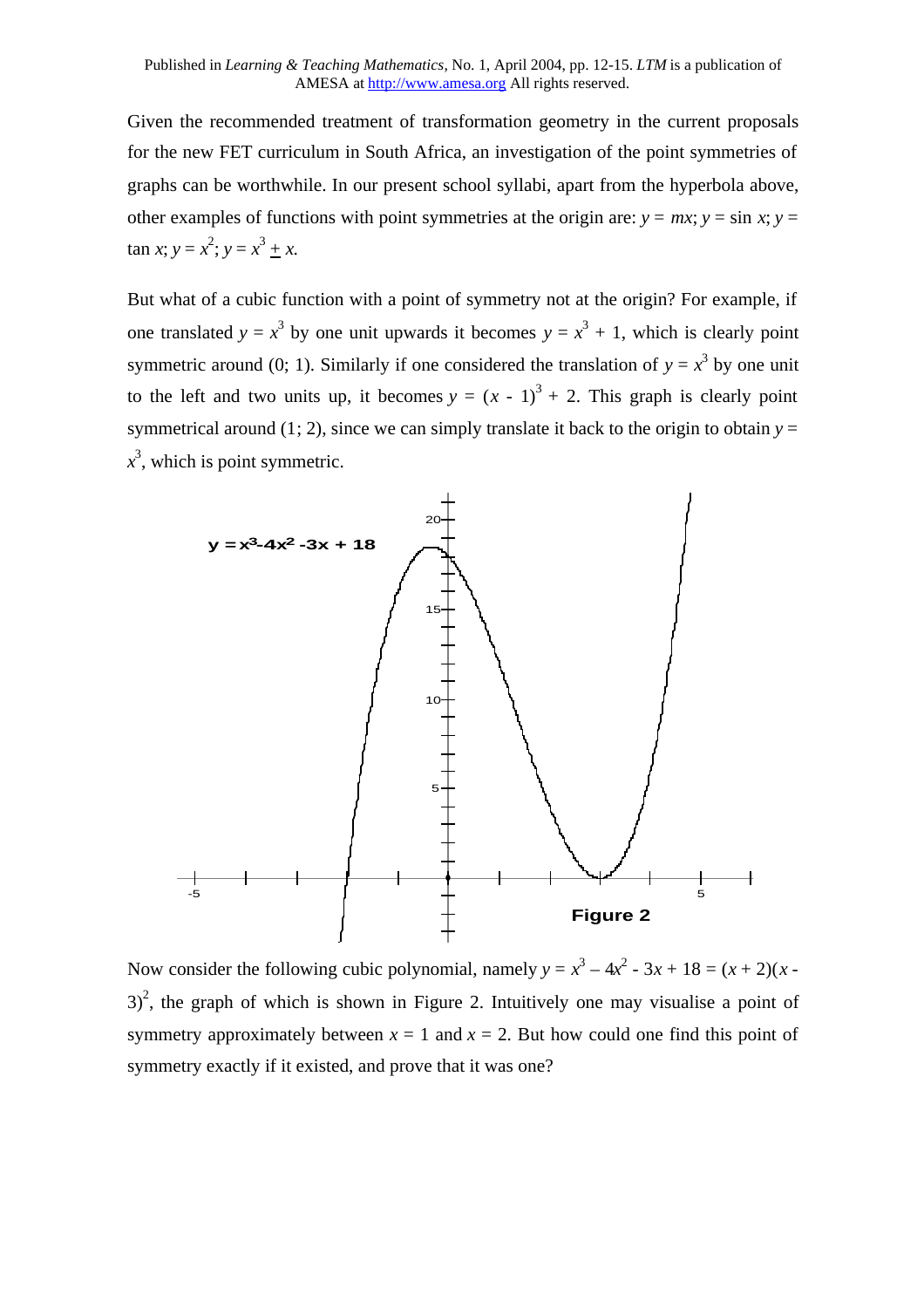Given the recommended treatment of transformation geometry in the current proposals for the new FET curriculum in South Africa, an investigation of the point symmetries of graphs can be worthwhile. In our present school syllabi, apart from the hyperbola above, other examples of functions with point symmetries at the origin are: $y = mx$; $y = \sin x$; $y = \tan x$; $y = x^2$; $y = x^3 \pm x$.

But what of a cubic function with a point of symmetry not at the origin? For example, if one translated $y = x^3$ by one unit upwards it becomes $y = x^3 + 1$, which is clearly point symmetric around (0; 1). Similarly if one considered the translation of $y = x^3$ by one unit to the left and two units up, it becomes $y = (x - 1)^3 + 2$. This graph is clearly point symmetrical around (1; 2), since we can simply translate it back to the origin to obtain $y = x^3$, which is point symmetric.

**Figure 2**

Now consider the following cubic polynomial, namely $y = x^3 - 4x^2 - 3x + 18 = (x + 2)(x - 3)^2$, the graph of which is shown in Figure 2. Intuitively one may visualise a point of symmetry approximately between $x = 1$ and $x = 2$. But how could one find this point of symmetry exactly if it existed, and prove that it was one?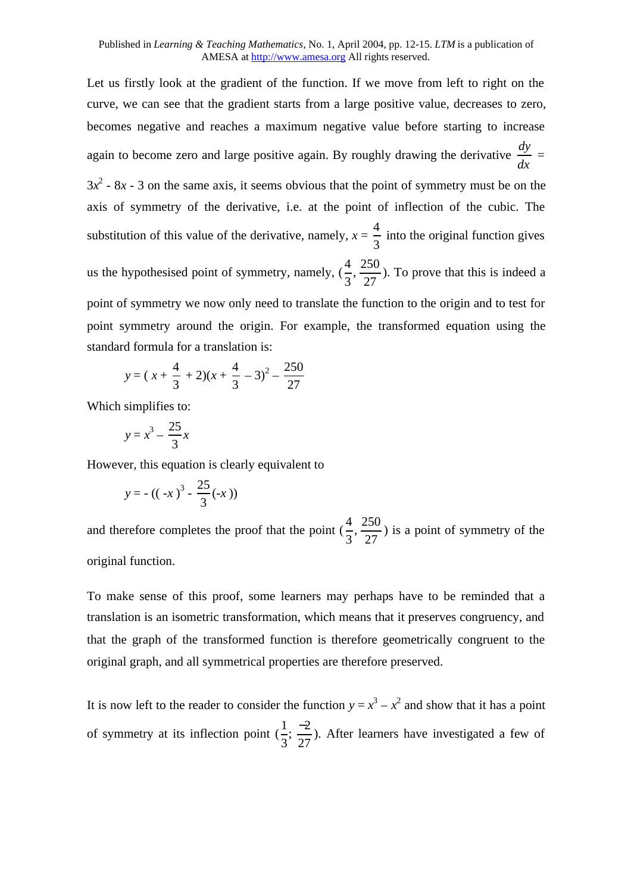Let us firstly look at the gradient of the function. If we move from left to right on the curve, we can see that the gradient starts from a large positive value, decreases to zero, becomes negative and reaches a maximum negative value before starting to increase again to become zero and large positive again. By roughly drawing the derivative $\frac{dy}{dx}$ = $3x^2 - 8x - 3$ on the same axis, it seems obvious that the point of symmetry must be on the axis of symmetry of the derivative, i.e. at the point of inflection of the cubic. The substitution of this value of the derivative, namely, $x = \frac{4}{3}$ into the original function gives us the hypothesised point of symmetry, namely, $(\frac{4}{3}, \frac{250}{27})$. To prove that this is indeed a point of symmetry we now only need to translate the function to the origin and to test for point symmetry around the origin. For example, the transformed equation using the standard formula for a translation is:

$$y = (x + \frac{4}{3} + 2)(x + \frac{4}{3} - 3)^2 - \frac{250}{27}$$

Which simplifies to:

$$y = x^3 - \frac{25}{3}x$$

However, this equation is clearly equivalent to

$$y = -((-x)^3 - \frac{25}{3}(-x))$$

and therefore completes the proof that the point $(\frac{4}{3}, \frac{250}{27})$ is a point of symmetry of the original function.

To make sense of this proof, some learners may perhaps have to be reminded that a translation is an isometric transformation, which means that it preserves congruency, and that the graph of the transformed function is therefore geometrically congruent to the original graph, and all symmetrical properties are therefore preserved.

It is now left to the reader to consider the function $y = x^3 - x^2$ and show that it has a point of symmetry at its inflection point $(\frac{1}{3}; \frac{-2}{27})$. After learners have investigated a few of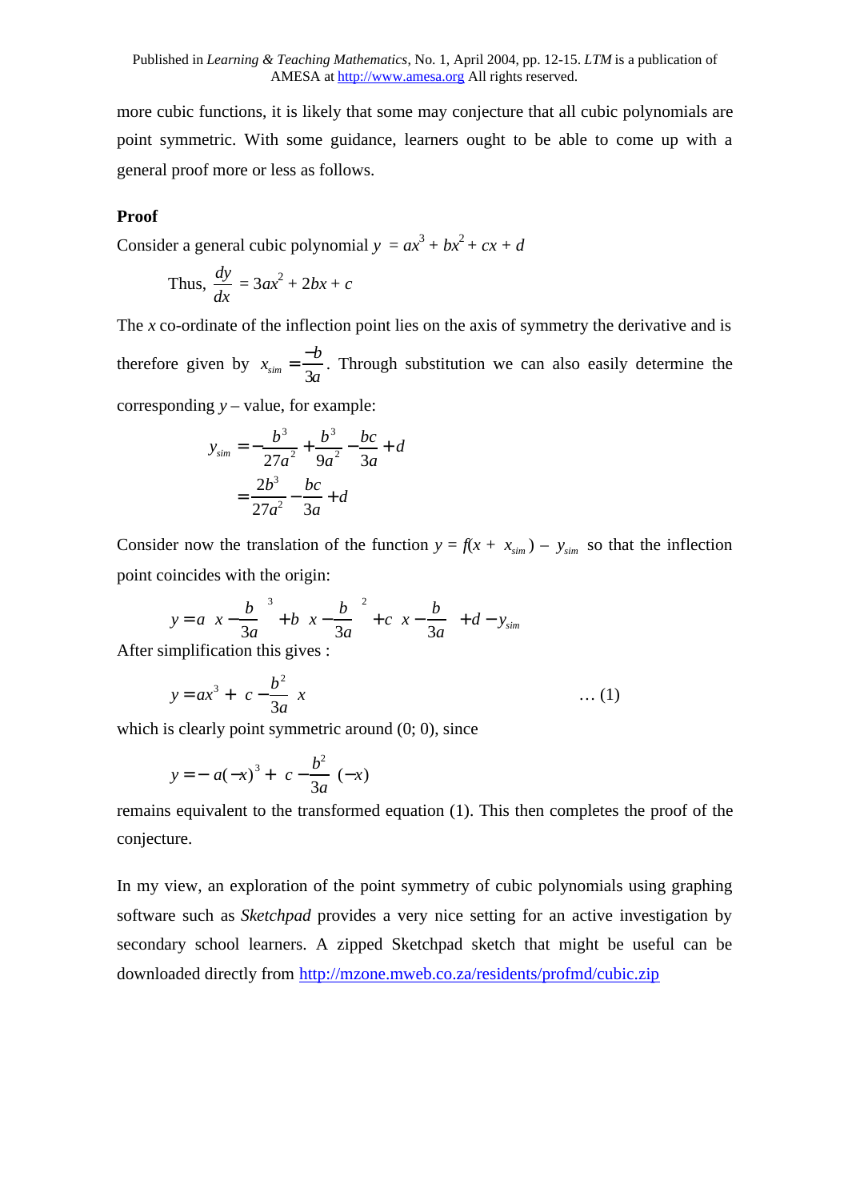more cubic functions, it is likely that some may conjecture that all cubic polynomials are point symmetric. With some guidance, learners ought to be able to come up with a general proof more or less as follows.

**Proof**

Consider a general cubic polynomial $y = ax^3 + bx^2 + cx + d$

$$\text{Thus, } \frac{dy}{dx} = 3ax^2 + 2bx + c$$

The $x$ co-ordinate of the inflection point lies on the axis of symmetry the derivative and is therefore given by $x_{sim} = \frac{-b}{3a}$. Through substitution we can also easily determine the corresponding $y$ – value, for example:

$$\begin{aligned} y_{sim} &= -\frac{b^3}{27a^2} + \frac{b^3}{9a^2} - \frac{bc}{3a} + d \\ &= \frac{2b^3}{27a^2} - \frac{bc}{3a} + d \end{aligned}$$

Consider now the translation of the function $y = f(x + x_{sim}) - y_{sim}$ so that the inflection point coincides with the origin:

$$y = a\left(x - \frac{b}{3a}\right)^3 + b\left(x - \frac{b}{3a}\right)^2 + c\left(x - \frac{b}{3a}\right) + d - y_{sim}$$

After simplification this gives :

$$y = ax^3 + \left(c - \frac{b^2}{3a}\right)x \qquad \ldots (1)$$

which is clearly point symmetric around (0; 0), since

$$y = -\left(a(-x)^3 + \left(c - \frac{b^2}{3a}\right)(-x)\right)$$

remains equivalent to the transformed equation (1). This then completes the proof of the conjecture.

In my view, an exploration of the point symmetry of cubic polynomials using graphing software such as *Sketchpad* provides a very nice setting for an active investigation by secondary school learners. A zipped Sketchpad sketch that might be useful can be downloaded directly from http://mzone.mweb.co.za/residents/profmd/cubic.zip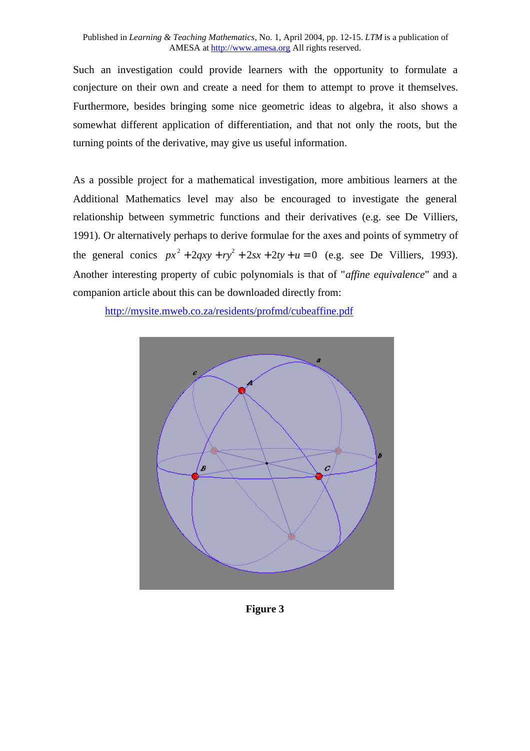Such an investigation could provide learners with the opportunity to formulate a conjecture on their own and create a need for them to attempt to prove it themselves. Furthermore, besides bringing some nice geometric ideas to algebra, it also shows a somewhat different application of differentiation, and that not only the roots, but the turning points of the derivative, may give us useful information.

As a possible project for a mathematical investigation, more ambitious learners at the Additional Mathematics level may also be encouraged to investigate the general relationship between symmetric functions and their derivatives (e.g. see De Villiers, 1991). Or alternatively perhaps to derive formulae for the axes and points of symmetry of the general conics $px^2 + 2qxy + ry^2 + 2sx + 2ty + u = 0$ (e.g. see De Villiers, 1993). Another interesting property of cubic polynomials is that of "*affine equivalence*" and a companion article about this can be downloaded directly from:

http://mysite.mweb.co.za/residents/profmd/cubeaffine.pdf

**Figure 3**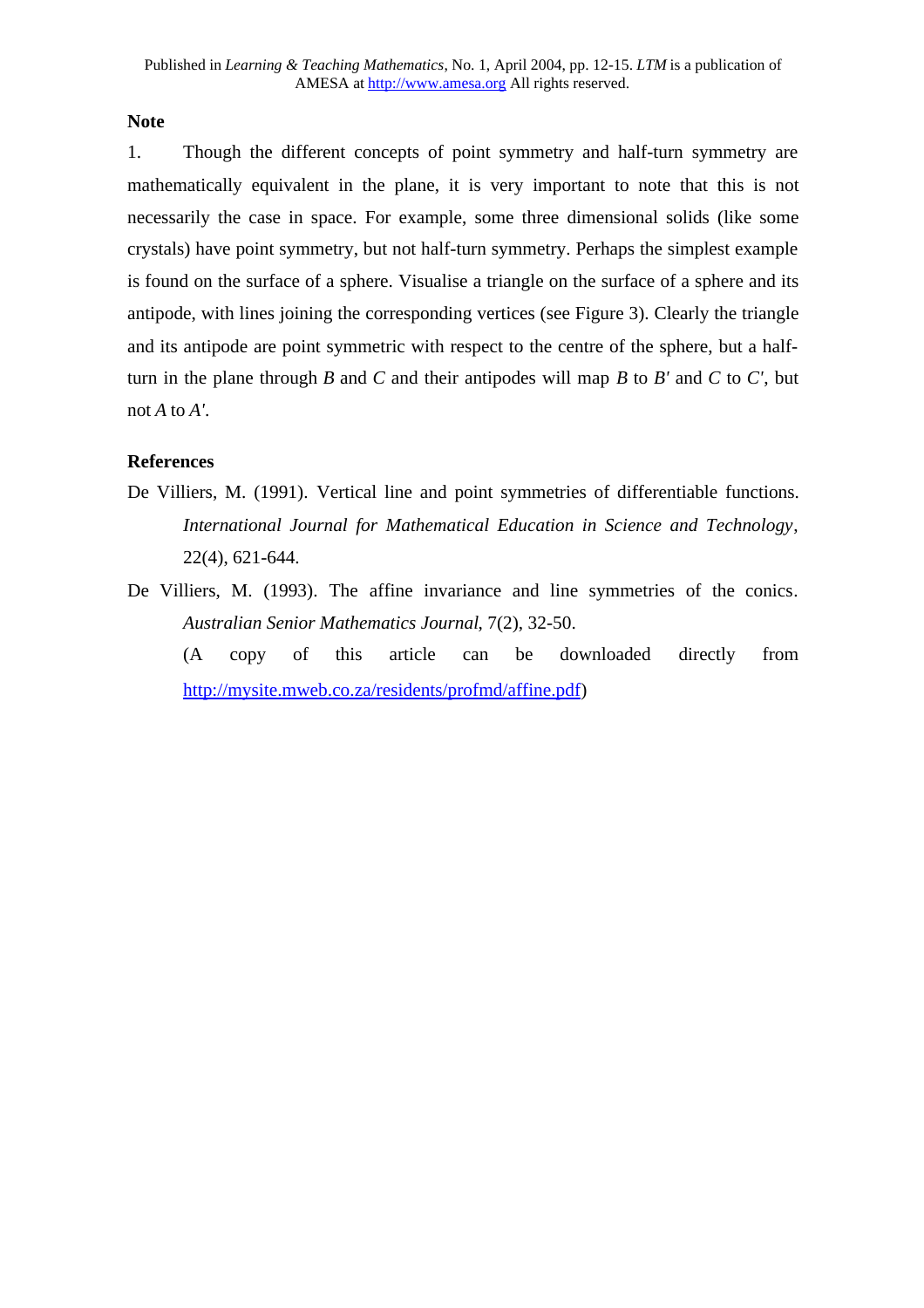**Note**

1. Though the different concepts of point symmetry and half-turn symmetry are mathematically equivalent in the plane, it is very important to note that this is not necessarily the case in space. For example, some three dimensional solids (like some crystals) have point symmetry, but not half-turn symmetry. Perhaps the simplest example is found on the surface of a sphere. Visualise a triangle on the surface of a sphere and its antipode, with lines joining the corresponding vertices (see Figure 3). Clearly the triangle and its antipode are point symmetric with respect to the centre of the sphere, but a half-turn in the plane through *B* and *C* and their antipodes will map *B* to *B'* and *C* to *C'*, but not *A* to *A'*.

**References**

De Villiers, M. (1991). Vertical line and point symmetries of differentiable functions. *International Journal for Mathematical Education in Science and Technology*, 22(4), 621-644.

De Villiers, M. (1993). The affine invariance and line symmetries of the conics. *Australian Senior Mathematics Journal*, 7(2), 32-50.
(A copy of this article can be downloaded directly from http://mysite.mweb.co.za/residents/profmd/affine.pdf)